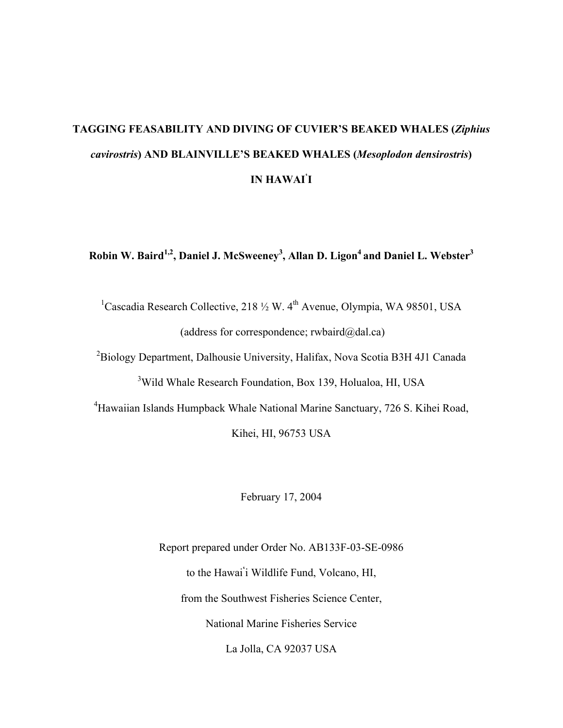# TAGGING FEASABILITY AND DIVING OF CUVIER'S BEAKED WHALES (*Ziphius cavirostris*) AND BLAINVILLE'S BEAKED WHALES (*Mesoplodon densirostris*) IN HAWAIʻI

**Robin W. Baird[1,2], Daniel J. McSweeney[3], Allan D. Ligon[4] and Daniel L. Webster[3]**

[1]Cascadia Research Collective, 218 ½ W. 4th Avenue, Olympia, WA 98501, USA

(address for correspondence; rwbaird@dal.ca)

[2]Biology Department, Dalhousie University, Halifax, Nova Scotia B3H 4J1 Canada

[3]Wild Whale Research Foundation, Box 139, Holualoa, HI, USA

[4]Hawaiian Islands Humpback Whale National Marine Sanctuary, 726 S. Kihei Road, Kihei, HI, 96753 USA

February 17, 2004

Report prepared under Order No. AB133F-03-SE-0986

to the Hawaiʻi Wildlife Fund, Volcano, HI,

from the Southwest Fisheries Science Center,

National Marine Fisheries Service

La Jolla, CA 92037 USA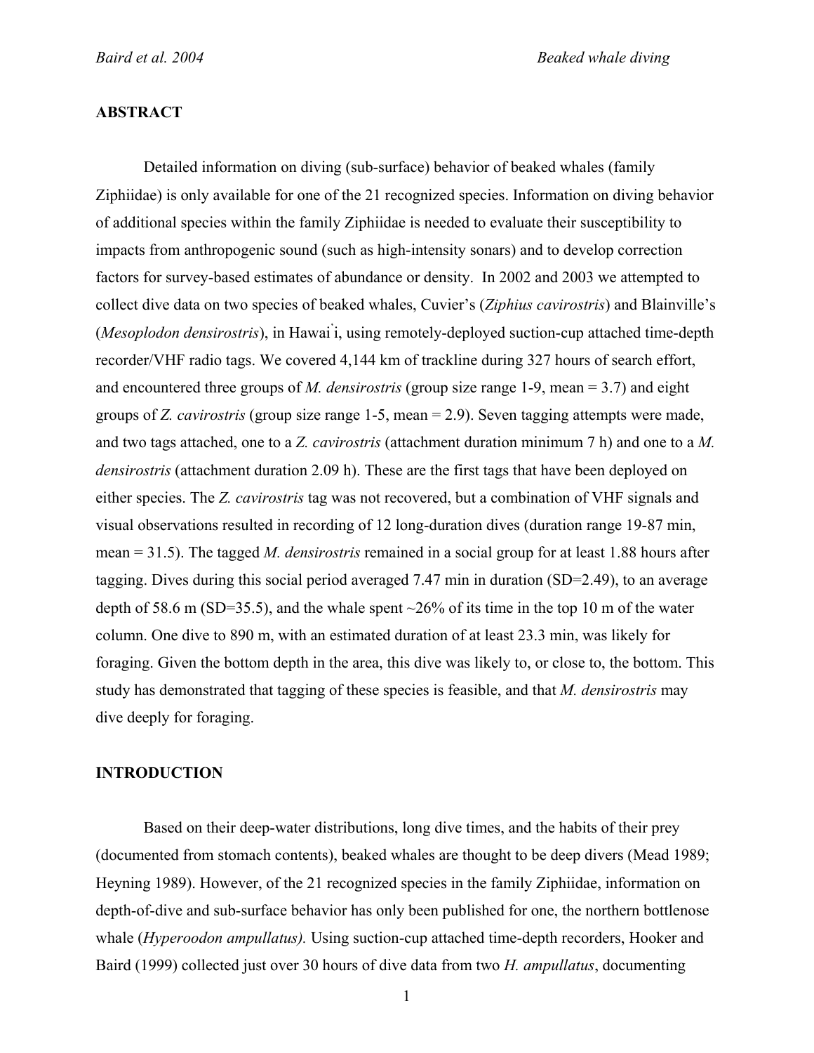## ABSTRACT

Detailed information on diving (sub-surface) behavior of beaked whales (family Ziphiidae) is only available for one of the 21 recognized species. Information on diving behavior of additional species within the family Ziphiidae is needed to evaluate their susceptibility to impacts from anthropogenic sound (such as high-intensity sonars) and to develop correction factors for survey-based estimates of abundance or density. In 2002 and 2003 we attempted to collect dive data on two species of beaked whales, Cuvier's (*Ziphius cavirostris*) and Blainville's (*Mesoplodon densirostris*), in Hawai`i, using remotely-deployed suction-cup attached time-depth recorder/VHF radio tags. We covered 4,144 km of trackline during 327 hours of search effort, and encountered three groups of *M. densirostris* (group size range 1-9, mean = 3.7) and eight groups of *Z. cavirostris* (group size range 1-5, mean = 2.9). Seven tagging attempts were made, and two tags attached, one to a *Z. cavirostris* (attachment duration minimum 7 h) and one to a *M. densirostris* (attachment duration 2.09 h). These are the first tags that have been deployed on either species. The *Z. cavirostris* tag was not recovered, but a combination of VHF signals and visual observations resulted in recording of 12 long-duration dives (duration range 19-87 min, mean = 31.5). The tagged *M. densirostris* remained in a social group for at least 1.88 hours after tagging. Dives during this social period averaged 7.47 min in duration (SD=2.49), to an average depth of 58.6 m (SD=35.5), and the whale spent ~26% of its time in the top 10 m of the water column. One dive to 890 m, with an estimated duration of at least 23.3 min, was likely for foraging. Given the bottom depth in the area, this dive was likely to, or close to, the bottom. This study has demonstrated that tagging of these species is feasible, and that *M. densirostris* may dive deeply for foraging.

## INTRODUCTION

Based on their deep-water distributions, long dive times, and the habits of their prey (documented from stomach contents), beaked whales are thought to be deep divers (Mead 1989; Heyning 1989). However, of the 21 recognized species in the family Ziphiidae, information on depth-of-dive and sub-surface behavior has only been published for one, the northern bottlenose whale (*Hyperoodon ampullatus).* Using suction-cup attached time-depth recorders, Hooker and Baird (1999) collected just over 30 hours of dive data from two *H. ampullatus*, documenting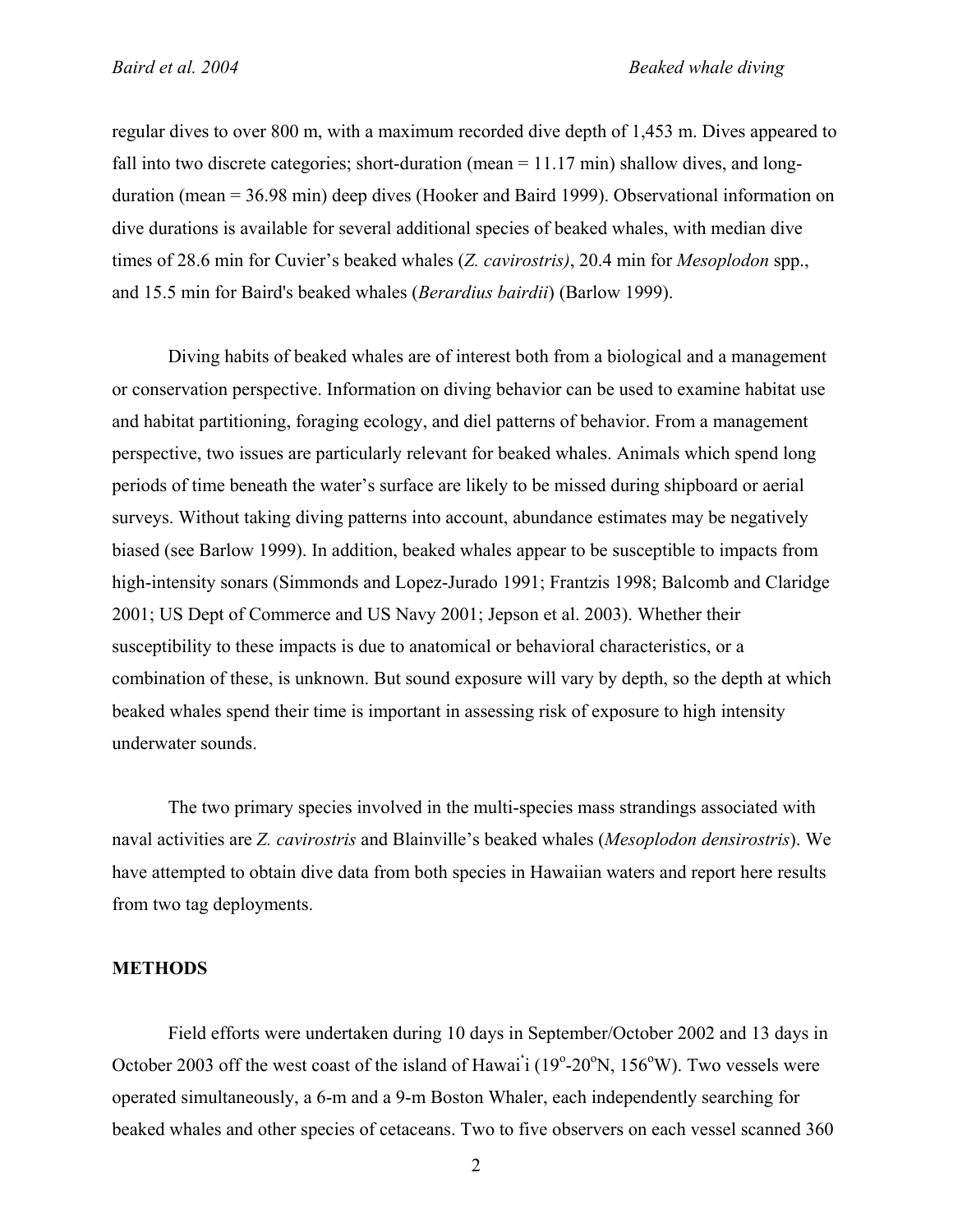regular dives to over 800 m, with a maximum recorded dive depth of 1,453 m. Dives appeared to fall into two discrete categories; short-duration (mean = 11.17 min) shallow dives, and long-duration (mean = 36.98 min) deep dives (Hooker and Baird 1999). Observational information on dive durations is available for several additional species of beaked whales, with median dive times of 28.6 min for Cuvier's beaked whales (*Z. cavirostris)*, 20.4 min for *Mesoplodon* spp., and 15.5 min for Baird's beaked whales (*Berardius bairdii*) (Barlow 1999).

Diving habits of beaked whales are of interest both from a biological and a management or conservation perspective. Information on diving behavior can be used to examine habitat use and habitat partitioning, foraging ecology, and diel patterns of behavior. From a management perspective, two issues are particularly relevant for beaked whales. Animals which spend long periods of time beneath the water's surface are likely to be missed during shipboard or aerial surveys. Without taking diving patterns into account, abundance estimates may be negatively biased (see Barlow 1999). In addition, beaked whales appear to be susceptible to impacts from high-intensity sonars (Simmonds and Lopez-Jurado 1991; Frantzis 1998; Balcomb and Claridge 2001; US Dept of Commerce and US Navy 2001; Jepson et al. 2003). Whether their susceptibility to these impacts is due to anatomical or behavioral characteristics, or a combination of these, is unknown. But sound exposure will vary by depth, so the depth at which beaked whales spend their time is important in assessing risk of exposure to high intensity underwater sounds.

The two primary species involved in the multi-species mass strandings associated with naval activities are *Z. cavirostris* and Blainville's beaked whales (*Mesoplodon densirostris*). We have attempted to obtain dive data from both species in Hawaiian waters and report here results from two tag deployments.

## METHODS

Field efforts were undertaken during 10 days in September/October 2002 and 13 days in October 2003 off the west coast of the island of Hawai'i (19°-20°N, 156°W). Two vessels were operated simultaneously, a 6-m and a 9-m Boston Whaler, each independently searching for beaked whales and other species of cetaceans. Two to five observers on each vessel scanned 360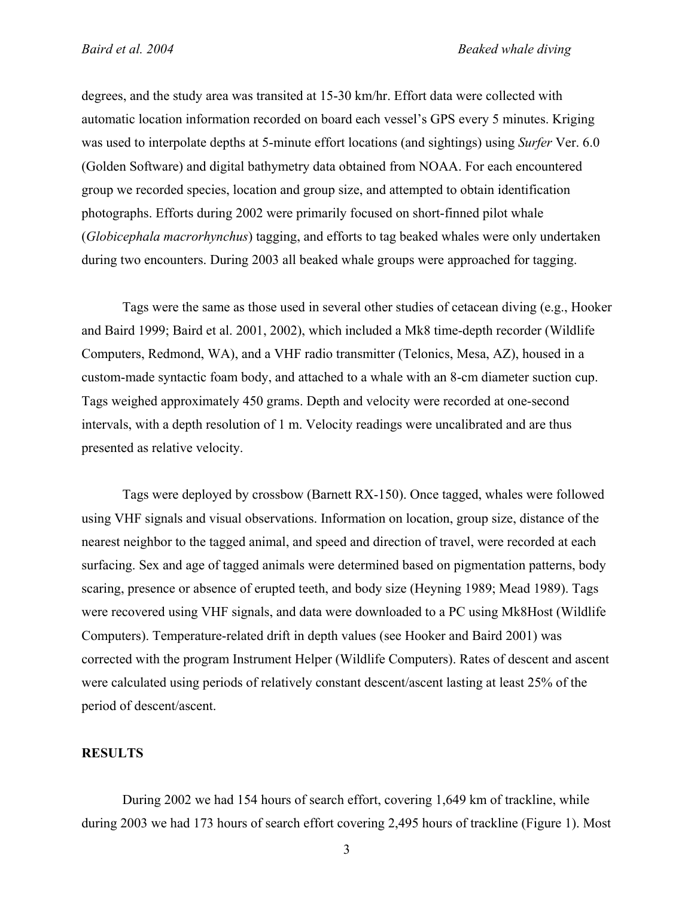degrees, and the study area was transited at 15-30 km/hr. Effort data were collected with automatic location information recorded on board each vessel's GPS every 5 minutes. Kriging was used to interpolate depths at 5-minute effort locations (and sightings) using *Surfer* Ver. 6.0 (Golden Software) and digital bathymetry data obtained from NOAA. For each encountered group we recorded species, location and group size, and attempted to obtain identification photographs. Efforts during 2002 were primarily focused on short-finned pilot whale (*Globicephala macrorhynchus*) tagging, and efforts to tag beaked whales were only undertaken during two encounters. During 2003 all beaked whale groups were approached for tagging.

Tags were the same as those used in several other studies of cetacean diving (e.g., Hooker and Baird 1999; Baird et al. 2001, 2002), which included a Mk8 time-depth recorder (Wildlife Computers, Redmond, WA), and a VHF radio transmitter (Telonics, Mesa, AZ), housed in a custom-made syntactic foam body, and attached to a whale with an 8-cm diameter suction cup. Tags weighed approximately 450 grams. Depth and velocity were recorded at one-second intervals, with a depth resolution of 1 m. Velocity readings were uncalibrated and are thus presented as relative velocity.

Tags were deployed by crossbow (Barnett RX-150). Once tagged, whales were followed using VHF signals and visual observations. Information on location, group size, distance of the nearest neighbor to the tagged animal, and speed and direction of travel, were recorded at each surfacing. Sex and age of tagged animals were determined based on pigmentation patterns, body scaring, presence or absence of erupted teeth, and body size (Heyning 1989; Mead 1989). Tags were recovered using VHF signals, and data were downloaded to a PC using Mk8Host (Wildlife Computers). Temperature-related drift in depth values (see Hooker and Baird 2001) was corrected with the program Instrument Helper (Wildlife Computers). Rates of descent and ascent were calculated using periods of relatively constant descent/ascent lasting at least 25% of the period of descent/ascent.

## RESULTS

During 2002 we had 154 hours of search effort, covering 1,649 km of trackline, while during 2003 we had 173 hours of search effort covering 2,495 hours of trackline (Figure 1). Most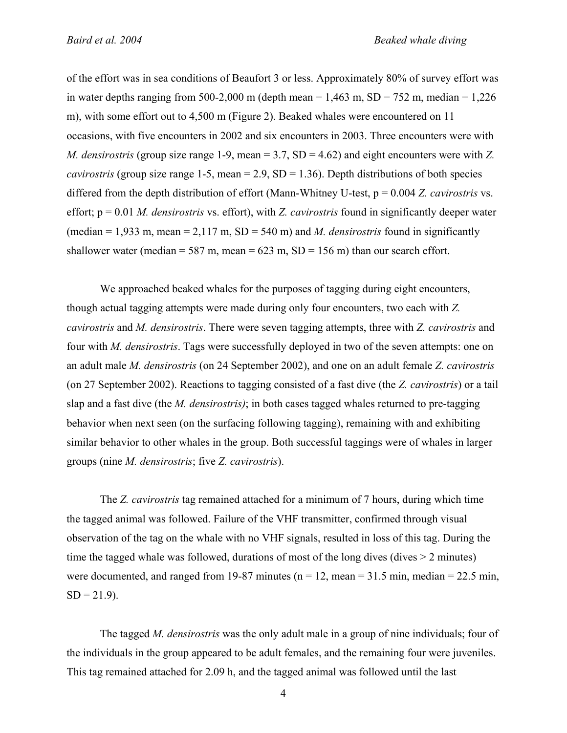of the effort was in sea conditions of Beaufort 3 or less. Approximately 80% of survey effort was in water depths ranging from 500-2,000 m (depth mean = 1,463 m, SD = 752 m, median = 1,226 m), with some effort out to 4,500 m (Figure 2). Beaked whales were encountered on 11 occasions, with five encounters in 2002 and six encounters in 2003. Three encounters were with *M. densirostris* (group size range 1-9, mean = 3.7, SD = 4.62) and eight encounters were with *Z. cavirostris* (group size range 1-5, mean = 2.9, SD = 1.36). Depth distributions of both species differed from the depth distribution of effort (Mann-Whitney U-test, $p = 0.004$ *Z. cavirostris* vs. effort; $p = 0.01$ *M. densirostris* vs. effort), with *Z. cavirostris* found in significantly deeper water (median = 1,933 m, mean = 2,117 m, SD = 540 m) and *M. densirostris* found in significantly shallower water (median = 587 m, mean = 623 m, SD = 156 m) than our search effort.

We approached beaked whales for the purposes of tagging during eight encounters, though actual tagging attempts were made during only four encounters, two each with *Z. cavirostris* and *M. densirostris*. There were seven tagging attempts, three with *Z. cavirostris* and four with *M. densirostris*. Tags were successfully deployed in two of the seven attempts: one on an adult male *M. densirostris* (on 24 September 2002), and one on an adult female *Z. cavirostris* (on 27 September 2002). Reactions to tagging consisted of a fast dive (the *Z. cavirostris*) or a tail slap and a fast dive (the *M. densirostris)*; in both cases tagged whales returned to pre-tagging behavior when next seen (on the surfacing following tagging), remaining with and exhibiting similar behavior to other whales in the group. Both successful taggings were of whales in larger groups (nine *M. densirostris*; five *Z. cavirostris*).

The *Z. cavirostris* tag remained attached for a minimum of 7 hours, during which time the tagged animal was followed. Failure of the VHF transmitter, confirmed through visual observation of the tag on the whale with no VHF signals, resulted in loss of this tag. During the time the tagged whale was followed, durations of most of the long dives (dives > 2 minutes) were documented, and ranged from 19-87 minutes ($n = 12$, mean = 31.5 min, median = 22.5 min, SD = 21.9).

The tagged *M. densirostris* was the only adult male in a group of nine individuals; four of the individuals in the group appeared to be adult females, and the remaining four were juveniles. This tag remained attached for 2.09 h, and the tagged animal was followed until the last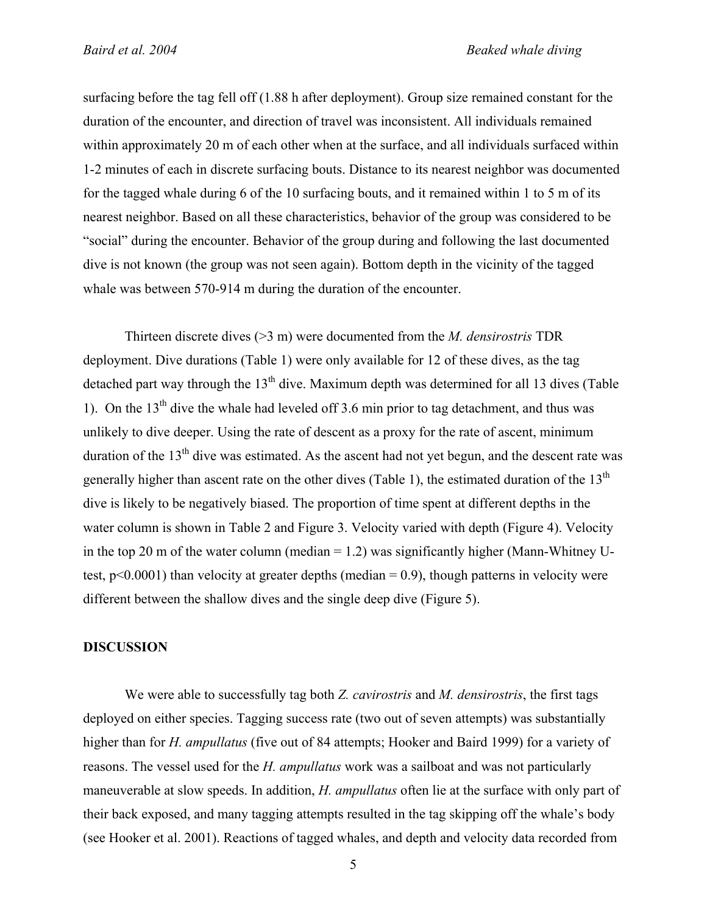surfacing before the tag fell off (1.88 h after deployment). Group size remained constant for the duration of the encounter, and direction of travel was inconsistent. All individuals remained within approximately 20 m of each other when at the surface, and all individuals surfaced within 1-2 minutes of each in discrete surfacing bouts. Distance to its nearest neighbor was documented for the tagged whale during 6 of the 10 surfacing bouts, and it remained within 1 to 5 m of its nearest neighbor. Based on all these characteristics, behavior of the group was considered to be "social" during the encounter. Behavior of the group during and following the last documented dive is not known (the group was not seen again). Bottom depth in the vicinity of the tagged whale was between 570-914 m during the duration of the encounter.

Thirteen discrete dives (>3 m) were documented from the *M. densirostris* TDR deployment. Dive durations (Table 1) were only available for 12 of these dives, as the tag detached part way through the 13th dive. Maximum depth was determined for all 13 dives (Table 1). On the 13th dive the whale had leveled off 3.6 min prior to tag detachment, and thus was unlikely to dive deeper. Using the rate of descent as a proxy for the rate of ascent, minimum duration of the 13th dive was estimated. As the ascent had not yet begun, and the descent rate was generally higher than ascent rate on the other dives (Table 1), the estimated duration of the 13th dive is likely to be negatively biased. The proportion of time spent at different depths in the water column is shown in Table 2 and Figure 3. Velocity varied with depth (Figure 4). Velocity in the top 20 m of the water column (median = 1.2) was significantly higher (Mann-Whitney U-test, $p<0.0001$) than velocity at greater depths (median = 0.9), though patterns in velocity were different between the shallow dives and the single deep dive (Figure 5).

## DISCUSSION

We were able to successfully tag both *Z. cavirostris* and *M. densirostris*, the first tags deployed on either species. Tagging success rate (two out of seven attempts) was substantially higher than for *H. ampullatus* (five out of 84 attempts; Hooker and Baird 1999) for a variety of reasons. The vessel used for the *H. ampullatus* work was a sailboat and was not particularly maneuverable at slow speeds. In addition, *H. ampullatus* often lie at the surface with only part of their back exposed, and many tagging attempts resulted in the tag skipping off the whale's body (see Hooker et al. 2001). Reactions of tagged whales, and depth and velocity data recorded from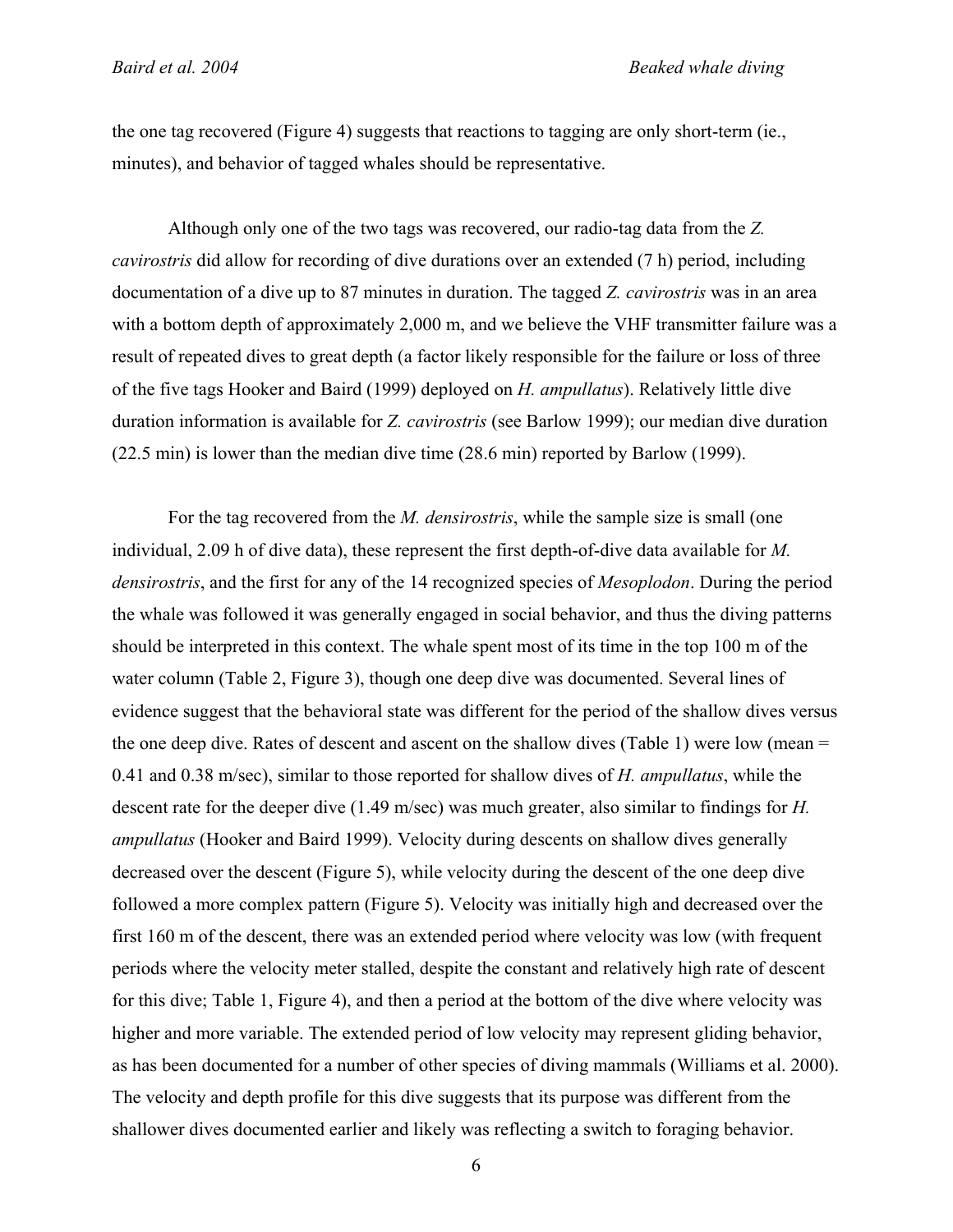the one tag recovered (Figure 4) suggests that reactions to tagging are only short-term (ie., minutes), and behavior of tagged whales should be representative.

Although only one of the two tags was recovered, our radio-tag data from the *Z. cavirostris* did allow for recording of dive durations over an extended (7 h) period, including documentation of a dive up to 87 minutes in duration. The tagged *Z. cavirostris* was in an area with a bottom depth of approximately 2,000 m, and we believe the VHF transmitter failure was a result of repeated dives to great depth (a factor likely responsible for the failure or loss of three of the five tags Hooker and Baird (1999) deployed on *H. ampullatus*). Relatively little dive duration information is available for *Z. cavirostris* (see Barlow 1999); our median dive duration (22.5 min) is lower than the median dive time (28.6 min) reported by Barlow (1999).

For the tag recovered from the *M. densirostris*, while the sample size is small (one individual, 2.09 h of dive data), these represent the first depth-of-dive data available for *M. densirostris*, and the first for any of the 14 recognized species of *Mesoplodon*. During the period the whale was followed it was generally engaged in social behavior, and thus the diving patterns should be interpreted in this context. The whale spent most of its time in the top 100 m of the water column (Table 2, Figure 3), though one deep dive was documented. Several lines of evidence suggest that the behavioral state was different for the period of the shallow dives versus the one deep dive. Rates of descent and ascent on the shallow dives (Table 1) were low (mean = 0.41 and 0.38 m/sec), similar to those reported for shallow dives of *H. ampullatus*, while the descent rate for the deeper dive (1.49 m/sec) was much greater, also similar to findings for *H. ampullatus* (Hooker and Baird 1999). Velocity during descents on shallow dives generally decreased over the descent (Figure 5), while velocity during the descent of the one deep dive followed a more complex pattern (Figure 5). Velocity was initially high and decreased over the first 160 m of the descent, there was an extended period where velocity was low (with frequent periods where the velocity meter stalled, despite the constant and relatively high rate of descent for this dive; Table 1, Figure 4), and then a period at the bottom of the dive where velocity was higher and more variable. The extended period of low velocity may represent gliding behavior, as has been documented for a number of other species of diving mammals (Williams et al. 2000). The velocity and depth profile for this dive suggests that its purpose was different from the shallower dives documented earlier and likely was reflecting a switch to foraging behavior.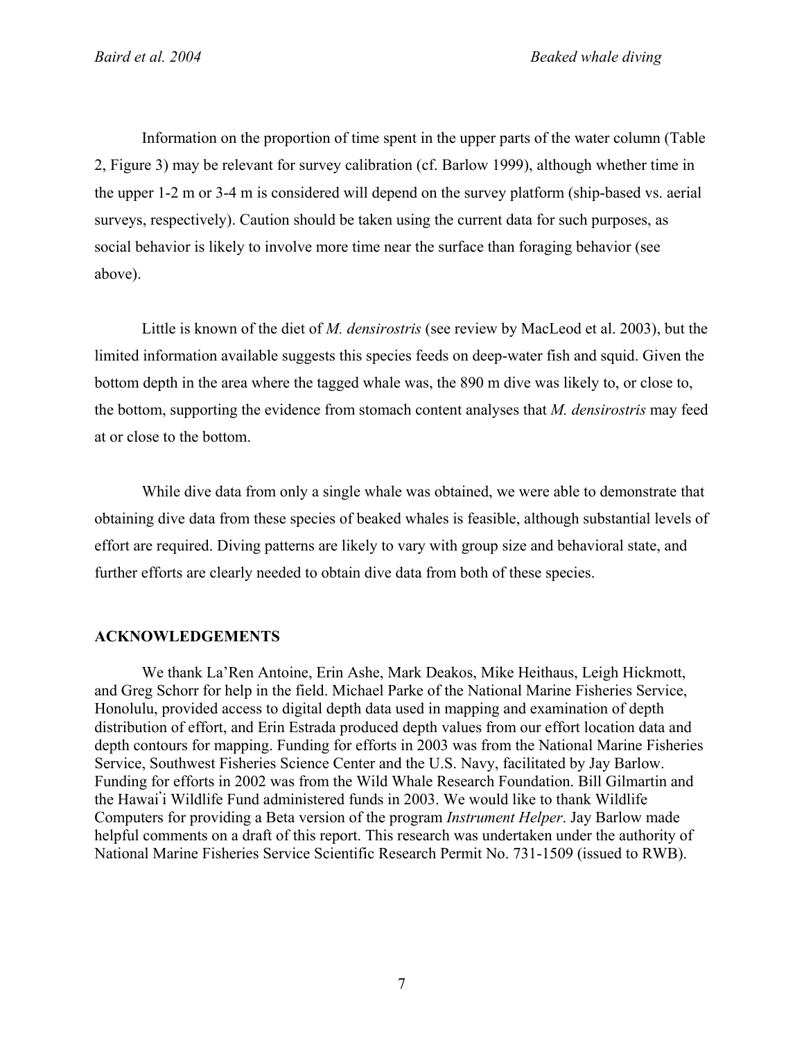Information on the proportion of time spent in the upper parts of the water column (Table 2, Figure 3) may be relevant for survey calibration (cf. Barlow 1999), although whether time in the upper 1-2 m or 3-4 m is considered will depend on the survey platform (ship-based vs. aerial surveys, respectively). Caution should be taken using the current data for such purposes, as social behavior is likely to involve more time near the surface than foraging behavior (see above).

Little is known of the diet of *M. densirostris* (see review by MacLeod et al. 2003), but the limited information available suggests this species feeds on deep-water fish and squid. Given the bottom depth in the area where the tagged whale was, the 890 m dive was likely to, or close to, the bottom, supporting the evidence from stomach content analyses that *M. densirostris* may feed at or close to the bottom.

While dive data from only a single whale was obtained, we were able to demonstrate that obtaining dive data from these species of beaked whales is feasible, although substantial levels of effort are required. Diving patterns are likely to vary with group size and behavioral state, and further efforts are clearly needed to obtain dive data from both of these species.

## ACKNOWLEDGEMENTS

We thank La'Ren Antoine, Erin Ashe, Mark Deakos, Mike Heithaus, Leigh Hickmott, and Greg Schorr for help in the field. Michael Parke of the National Marine Fisheries Service, Honolulu, provided access to digital depth data used in mapping and examination of depth distribution of effort, and Erin Estrada produced depth values from our effort location data and depth contours for mapping. Funding for efforts in 2003 was from the National Marine Fisheries Service, Southwest Fisheries Science Center and the U.S. Navy, facilitated by Jay Barlow. Funding for efforts in 2002 was from the Wild Whale Research Foundation. Bill Gilmartin and the Hawaiʻi Wildlife Fund administered funds in 2003. We would like to thank Wildlife Computers for providing a Beta version of the program *Instrument Helper*. Jay Barlow made helpful comments on a draft of this report. This research was undertaken under the authority of National Marine Fisheries Service Scientific Research Permit No. 731-1509 (issued to RWB).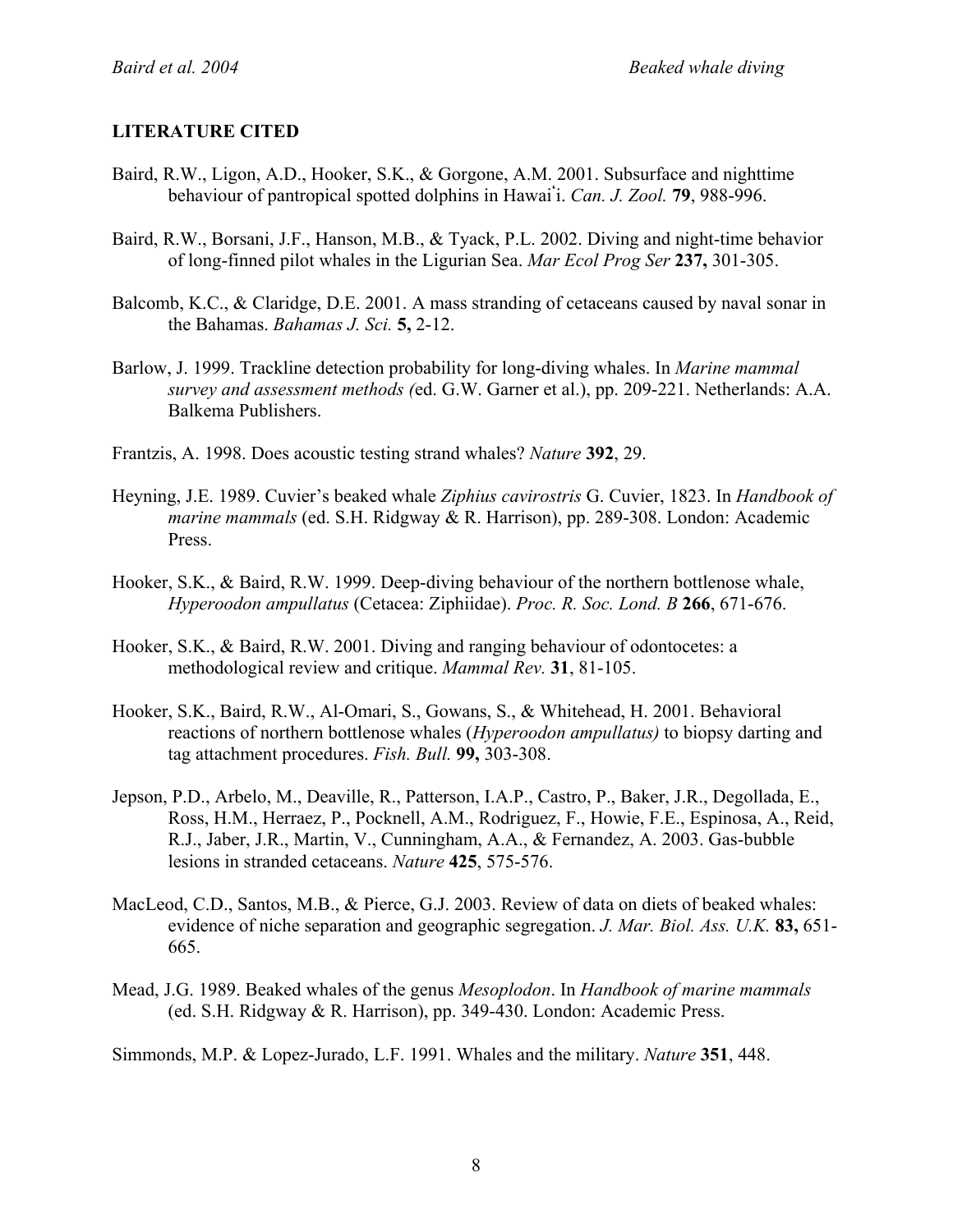**LITERATURE CITED**

Baird, R.W., Ligon, A.D., Hooker, S.K., & Gorgone, A.M. 2001. Subsurface and nighttime behaviour of pantropical spotted dolphins in Hawaiʻi. *Can. J. Zool.* **79**, 988-996.

Baird, R.W., Borsani, J.F., Hanson, M.B., & Tyack, P.L. 2002. Diving and night-time behavior of long-finned pilot whales in the Ligurian Sea. *Mar Ecol Prog Ser* **237,** 301-305.

Balcomb, K.C., & Claridge, D.E. 2001. A mass stranding of cetaceans caused by naval sonar in the Bahamas. *Bahamas J. Sci.* **5,** 2-12.

Barlow, J. 1999. Trackline detection probability for long-diving whales. In *Marine mammal survey and assessment methods (*ed. G.W. Garner et al.), pp. 209-221. Netherlands: A.A. Balkema Publishers.

Frantzis, A. 1998. Does acoustic testing strand whales? *Nature* **392**, 29.

Heyning, J.E. 1989. Cuvier's beaked whale *Ziphius cavirostris* G. Cuvier, 1823. In *Handbook of marine mammals* (ed. S.H. Ridgway & R. Harrison), pp. 289-308. London: Academic Press.

Hooker, S.K., & Baird, R.W. 1999. Deep-diving behaviour of the northern bottlenose whale, *Hyperoodon ampullatus* (Cetacea: Ziphiidae). *Proc. R. Soc. Lond. B* **266**, 671-676.

Hooker, S.K., & Baird, R.W. 2001. Diving and ranging behaviour of odontocetes: a methodological review and critique. *Mammal Rev.* **31**, 81-105.

Hooker, S.K., Baird, R.W., Al-Omari, S., Gowans, S., & Whitehead, H. 2001. Behavioral reactions of northern bottlenose whales (*Hyperoodon ampullatus)* to biopsy darting and tag attachment procedures. *Fish. Bull.* **99,** 303-308.

Jepson, P.D., Arbelo, M., Deaville, R., Patterson, I.A.P., Castro, P., Baker, J.R., Degollada, E., Ross, H.M., Herraez, P., Pocknell, A.M., Rodriguez, F., Howie, F.E., Espinosa, A., Reid, R.J., Jaber, J.R., Martin, V., Cunningham, A.A., & Fernandez, A. 2003. Gas-bubble lesions in stranded cetaceans. *Nature* **425**, 575-576.

MacLeod, C.D., Santos, M.B., & Pierce, G.J. 2003. Review of data on diets of beaked whales: evidence of niche separation and geographic segregation. *J. Mar. Biol. Ass. U.K.* **83,** 651-665.

Mead, J.G. 1989. Beaked whales of the genus *Mesoplodon*. In *Handbook of marine mammals* (ed. S.H. Ridgway & R. Harrison), pp. 349-430. London: Academic Press.

Simmonds, M.P. & Lopez-Jurado, L.F. 1991. Whales and the military. *Nature* **351**, 448.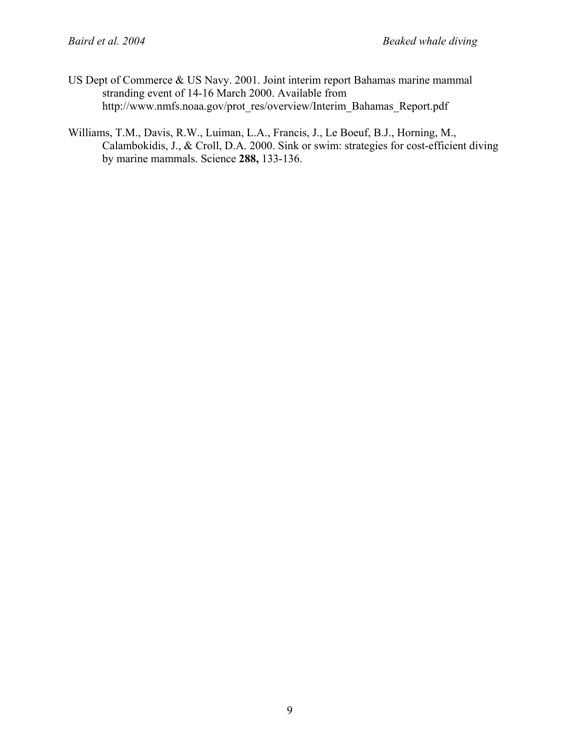US Dept of Commerce & US Navy. 2001. Joint interim report Bahamas marine mammal stranding event of 14-16 March 2000. Available from http://www.nmfs.noaa.gov/prot_res/overview/Interim_Bahamas_Report.pdf

Williams, T.M., Davis, R.W., Luiman, L.A., Francis, J., Le Boeuf, B.J., Horning, M., Calambokidis, J., & Croll, D.A. 2000. Sink or swim: strategies for cost-efficient diving by marine mammals. Science **288,** 133-136.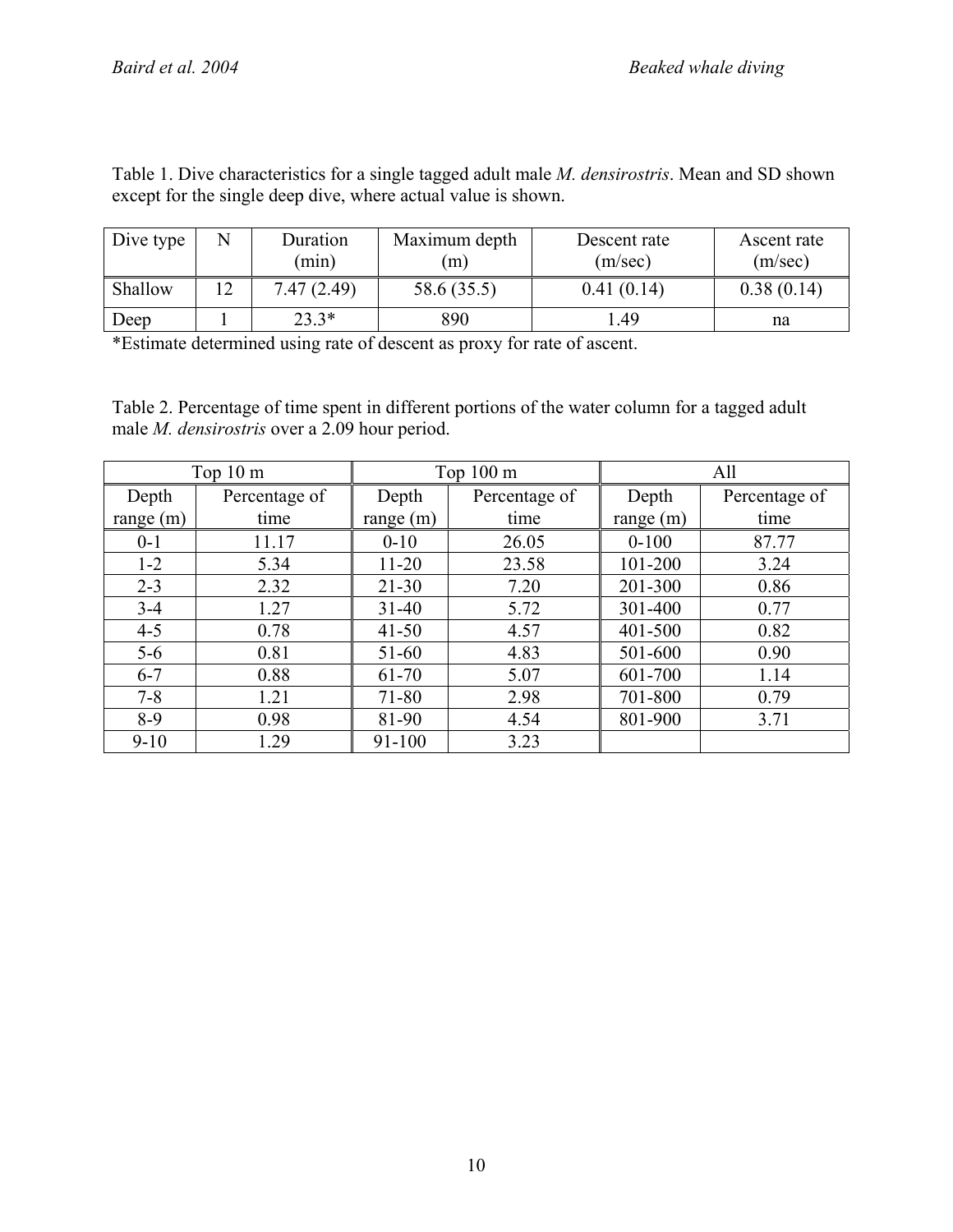Table 1. Dive characteristics for a single tagged adult male *M. densirostris*. Mean and SD shown except for the single deep dive, where actual value is shown.

| Dive type | N | Duration (min) | Maximum depth (m) | Descent rate (m/sec) | Ascent rate (m/sec) |
|---|---|---|---|---|---|
| Shallow | 12 | 7.47 (2.49) | 58.6 (35.5) | 0.41 (0.14) | 0.38 (0.14) |
| Deep | 1 | 23.3* | 890 | 1.49 | na |

*Estimate determined using rate of descent as proxy for rate of ascent.

Table 2. Percentage of time spent in different portions of the water column for a tagged adult male *M. densirostris* over a 2.09 hour period.

| Top 10 m | | Top 100 m | | All | |
|---|---|---|---|---|---|
| Depth range (m) | Percentage of time | Depth range (m) | Percentage of time | Depth range (m) | Percentage of time |
| 0-1 | 11.17 | 0-10 | 26.05 | 0-100 | 87.77 |
| 1-2 | 5.34 | 11-20 | 23.58 | 101-200 | 3.24 |
| 2-3 | 2.32 | 21-30 | 7.20 | 201-300 | 0.86 |
| 3-4 | 1.27 | 31-40 | 5.72 | 301-400 | 0.77 |
| 4-5 | 0.78 | 41-50 | 4.57 | 401-500 | 0.82 |
| 5-6 | 0.81 | 51-60 | 4.83 | 501-600 | 0.90 |
| 6-7 | 0.88 | 61-70 | 5.07 | 601-700 | 1.14 |
| 7-8 | 1.21 | 71-80 | 2.98 | 701-800 | 0.79 |
| 8-9 | 0.98 | 81-90 | 4.54 | 801-900 | 3.71 |
| 9-10 | 1.29 | 91-100 | 3.23 | | |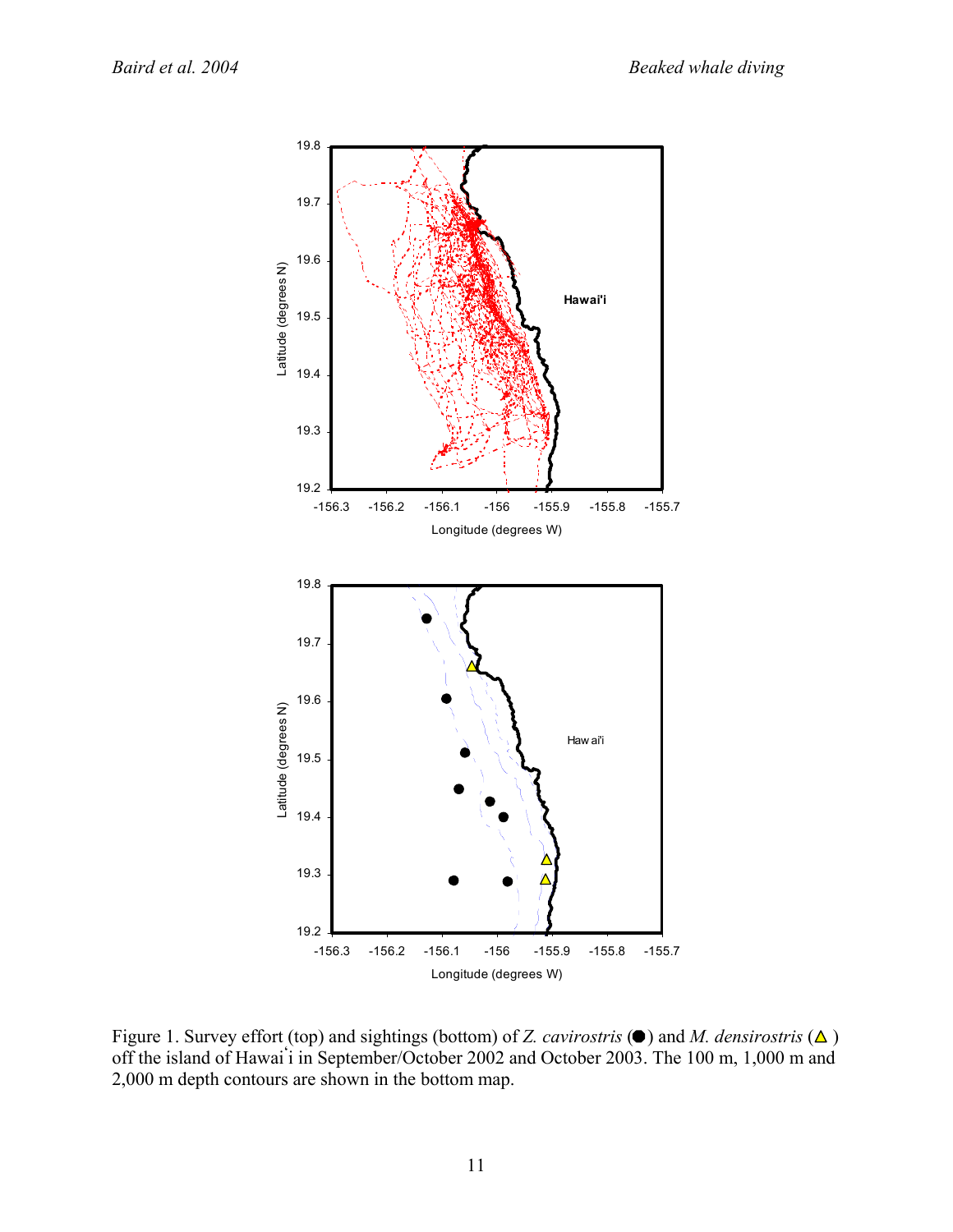Figure 1. Survey effort (top) and sightings (bottom) of *Z. cavirostris* (●) and *M. densirostris* (△) off the island of Hawai`i in September/October 2002 and October 2003. The 100 m, 1,000 m and 2,000 m depth contours are shown in the bottom map.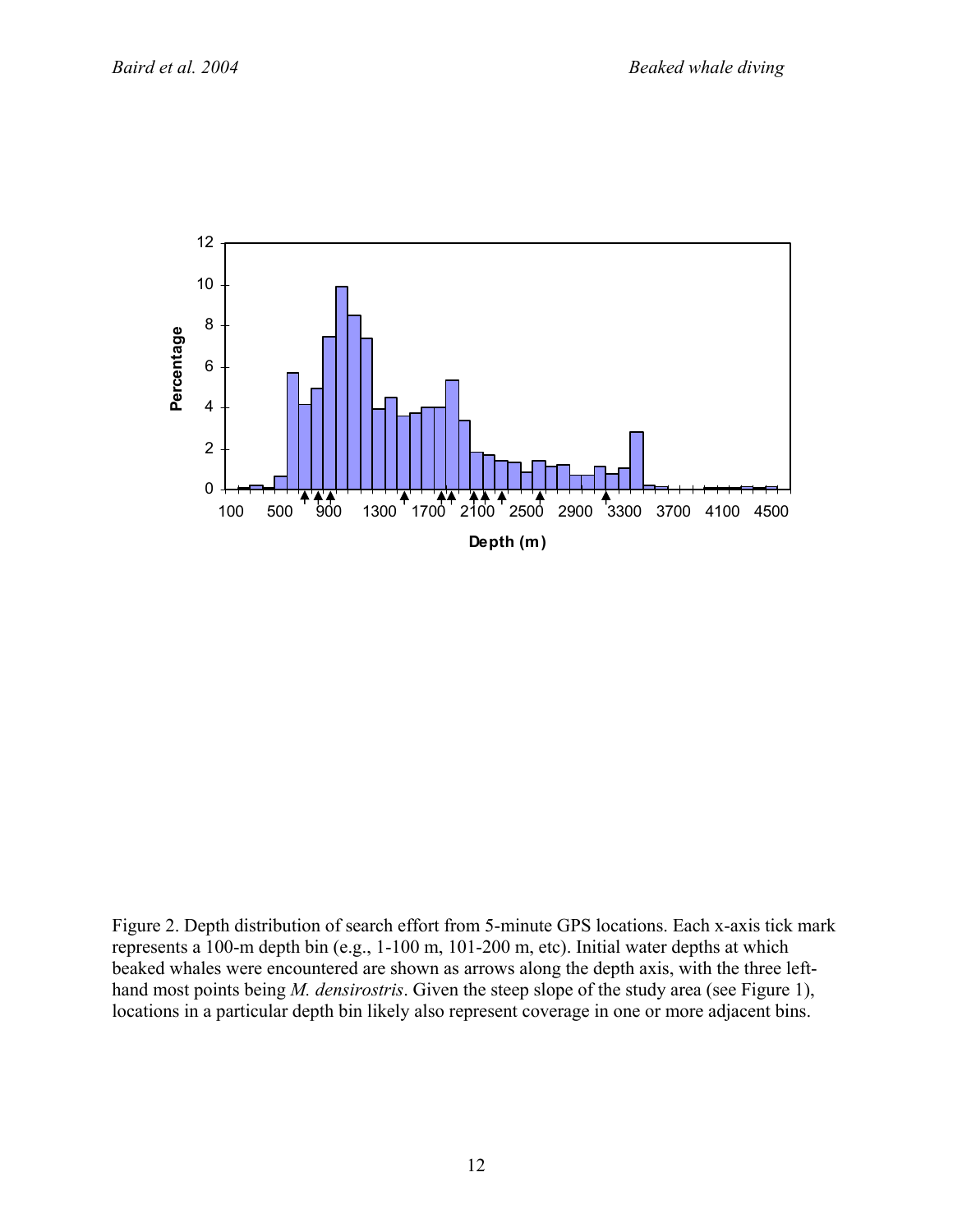Figure 2. Depth distribution of search effort from 5-minute GPS locations. Each x-axis tick mark represents a 100-m depth bin (e.g., 1-100 m, 101-200 m, etc). Initial water depths at which beaked whales were encountered are shown as arrows along the depth axis, with the three left-hand most points being *M. densirostris*. Given the steep slope of the study area (see Figure 1), locations in a particular depth bin likely also represent coverage in one or more adjacent bins.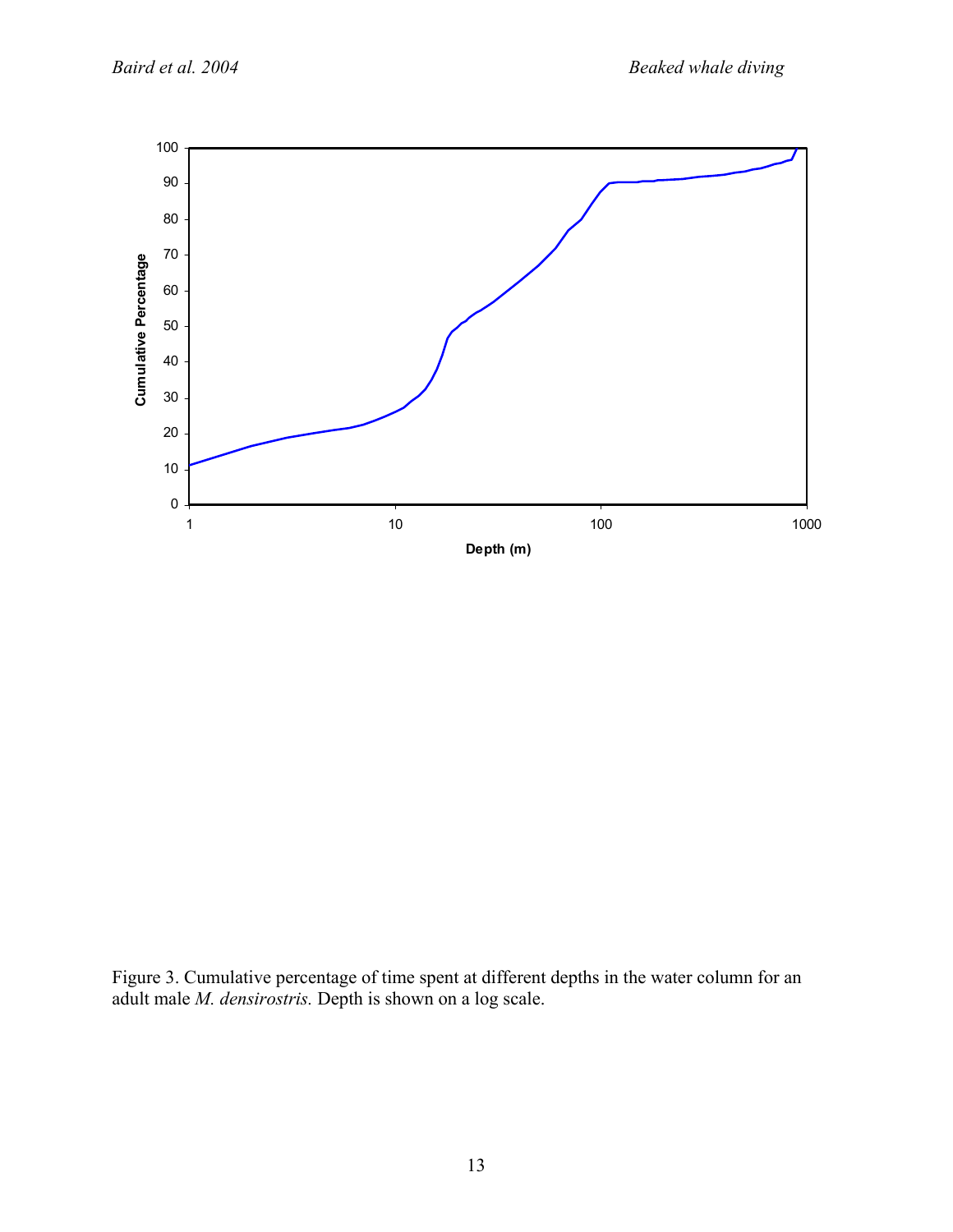Figure 3. Cumulative percentage of time spent at different depths in the water column for an adult male *M. densirostris.* Depth is shown on a log scale.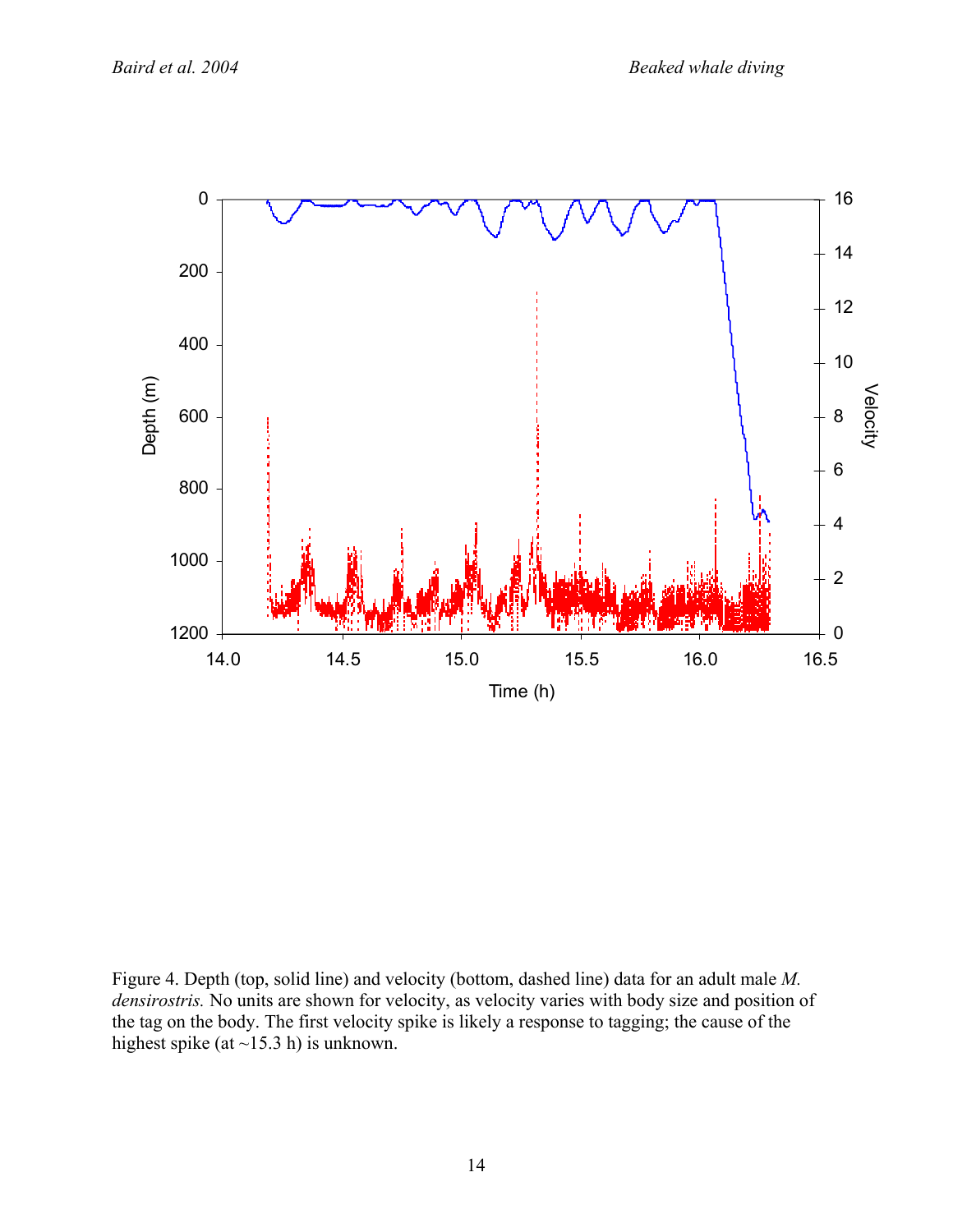Figure 4. Depth (top, solid line) and velocity (bottom, dashed line) data for an adult male *M. densirostris.* No units are shown for velocity, as velocity varies with body size and position of the tag on the body. The first velocity spike is likely a response to tagging; the cause of the highest spike (at ~15.3 h) is unknown.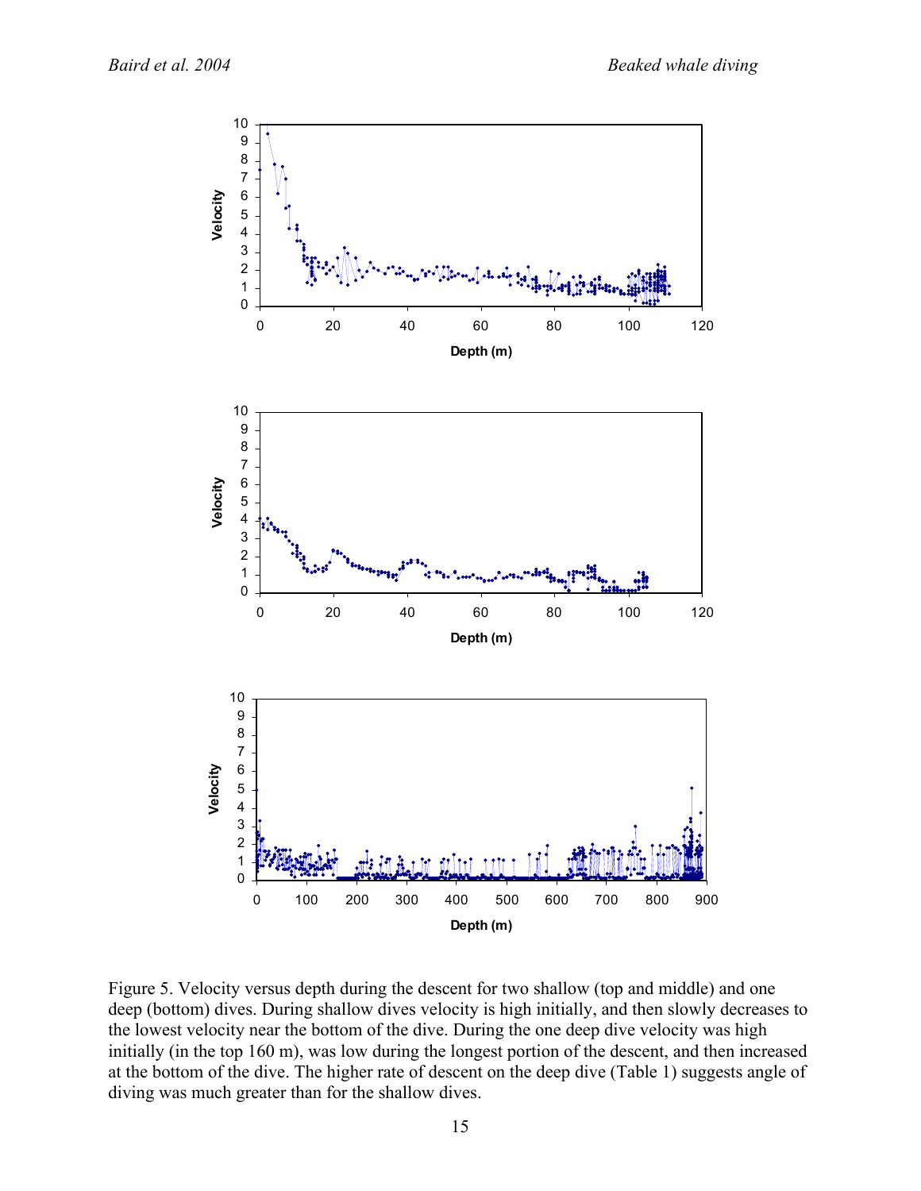10
9
8
7
6
5
4
3
2
1
0

Velocity

0 20 40 60 80 100 120

Depth (m)

10
9
8
7
6
5
4
3
2
1
0

Velocity

0 20 40 60 80 100 120

Depth (m)

10
9
8
7
6
5
4
3
2
1
0

Velocity

0 100 200 300 400 500 600 700 800 900

Depth (m)

Figure 5. Velocity versus depth during the descent for two shallow (top and middle) and one deep (bottom) dives. During shallow dives velocity is high initially, and then slowly decreases to the lowest velocity near the bottom of the dive. During the one deep dive velocity was high initially (in the top 160 m), was low during the longest portion of the descent, and then increased at the bottom of the dive. The higher rate of descent on the deep dive (Table 1) suggests angle of diving was much greater than for the shallow dives.